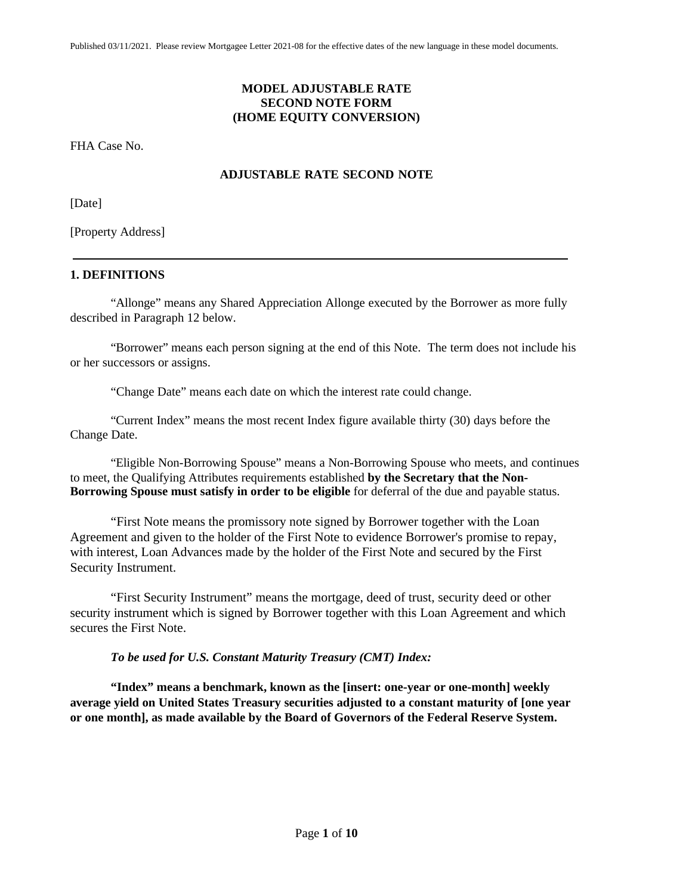Published 03/11/2021. Please review Mortgagee Letter 2021-08 for the effective dates of the new language in these model documents.

**MODEL ADJUSTABLE RATE**
**SECOND NOTE FORM**
**(HOME EQUITY CONVERSION)**

FHA Case No.

**ADJUSTABLE RATE SECOND NOTE**

[Date]

[Property Address]

---

## 1. DEFINITIONS

"Allonge" means any Shared Appreciation Allonge executed by the Borrower as more fully described in Paragraph 12 below.

"Borrower" means each person signing at the end of this Note. The term does not include his or her successors or assigns.

"Change Date" means each date on which the interest rate could change.

"Current Index" means the most recent Index figure available thirty (30) days before the Change Date.

"Eligible Non-Borrowing Spouse" means a Non-Borrowing Spouse who meets, and continues to meet, the Qualifying Attributes requirements established **by the Secretary that the Non-Borrowing Spouse must satisfy in order to be eligible** for deferral of the due and payable status.

"First Note means the promissory note signed by Borrower together with the Loan Agreement and given to the holder of the First Note to evidence Borrower's promise to repay, with interest, Loan Advances made by the holder of the First Note and secured by the First Security Instrument.

"First Security Instrument" means the mortgage, deed of trust, security deed or other security instrument which is signed by Borrower together with this Loan Agreement and which secures the First Note.

***To be used for U.S. Constant Maturity Treasury (CMT) Index:***

**"Index" means a benchmark, known as the [insert: one-year or one-month] weekly average yield on United States Treasury securities adjusted to a constant maturity of [one year or one month], as made available by the Board of Governors of the Federal Reserve System.**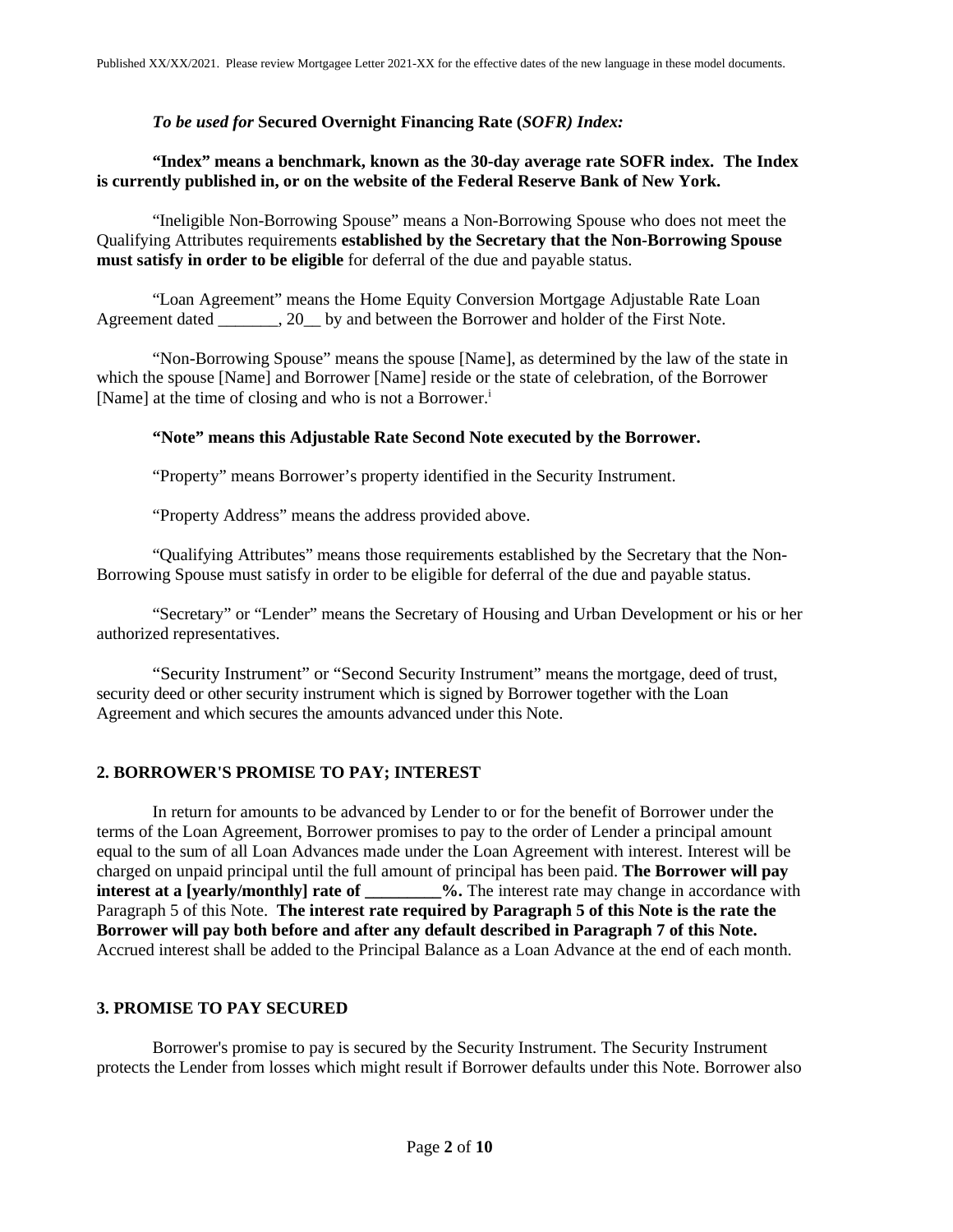*To be used for* **Secured Overnight Financing Rate (*SOFR) Index:***

**"Index" means a benchmark, known as the 30-day average rate SOFR index. The Index is currently published in, or on the website of the Federal Reserve Bank of New York.**

"Ineligible Non-Borrowing Spouse" means a Non-Borrowing Spouse who does not meet the Qualifying Attributes requirements **established by the Secretary that the Non-Borrowing Spouse must satisfy in order to be eligible** for deferral of the due and payable status.

"Loan Agreement" means the Home Equity Conversion Mortgage Adjustable Rate Loan Agreement dated _______, 20__ by and between the Borrower and holder of the First Note.

"Non-Borrowing Spouse" means the spouse [Name], as determined by the law of the state in which the spouse [Name] and Borrower [Name] reside or the state of celebration, of the Borrower [Name] at the time of closing and who is not a Borrower.[i]

**"Note" means this Adjustable Rate Second Note executed by the Borrower.**

"Property" means Borrower's property identified in the Security Instrument.

"Property Address" means the address provided above.

"Qualifying Attributes" means those requirements established by the Secretary that the Non-Borrowing Spouse must satisfy in order to be eligible for deferral of the due and payable status.

"Secretary" or "Lender" means the Secretary of Housing and Urban Development or his or her authorized representatives.

"Security Instrument" or "Second Security Instrument" means the mortgage, deed of trust, security deed or other security instrument which is signed by Borrower together with the Loan Agreement and which secures the amounts advanced under this Note.

## 2. BORROWER'S PROMISE TO PAY; INTEREST

In return for amounts to be advanced by Lender to or for the benefit of Borrower under the terms of the Loan Agreement, Borrower promises to pay to the order of Lender a principal amount equal to the sum of all Loan Advances made under the Loan Agreement with interest. Interest will be charged on unpaid principal until the full amount of principal has been paid. **The Borrower will pay interest at a [yearly/monthly] rate of _________%.** The interest rate may change in accordance with Paragraph 5 of this Note. **The interest rate required by Paragraph 5 of this Note is the rate the Borrower will pay both before and after any default described in Paragraph 7 of this Note.** Accrued interest shall be added to the Principal Balance as a Loan Advance at the end of each month.

## 3. PROMISE TO PAY SECURED

Borrower's promise to pay is secured by the Security Instrument. The Security Instrument protects the Lender from losses which might result if Borrower defaults under this Note. Borrower also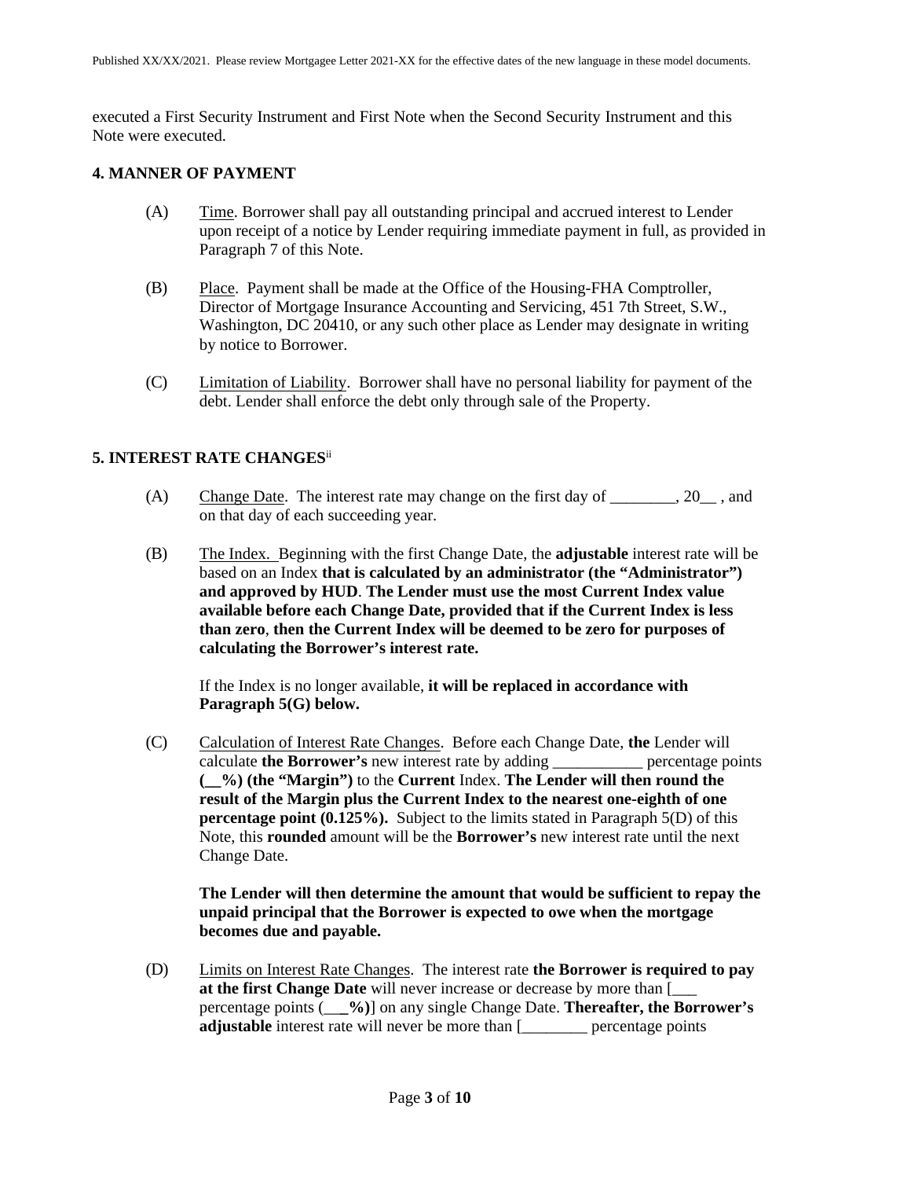executed a First Security Instrument and First Note when the Second Security Instrument and this Note were executed.

**4. MANNER OF PAYMENT**

(A) Time. Borrower shall pay all outstanding principal and accrued interest to Lender upon receipt of a notice by Lender requiring immediate payment in full, as provided in Paragraph 7 of this Note.

(B) Place. Payment shall be made at the Office of the Housing-FHA Comptroller, Director of Mortgage Insurance Accounting and Servicing, 451 7th Street, S.W., Washington, DC 20410, or any such other place as Lender may designate in writing by notice to Borrower.

(C) Limitation of Liability. Borrower shall have no personal liability for payment of the debt. Lender shall enforce the debt only through sale of the Property.

**5. INTEREST RATE CHANGES**[ii]

(A) Change Date. The interest rate may change on the first day of ________, 20__ , and on that day of each succeeding year.

(B) The Index. Beginning with the first Change Date, the **adjustable** interest rate will be based on an Index **that is calculated by an administrator (the "Administrator") and approved by HUD**. **The Lender must use the most Current Index value available before each Change Date, provided that if the Current Index is less than zero**, **then the Current Index will be deemed to be zero for purposes of calculating the Borrower's interest rate.**

If the Index is no longer available, **it will be replaced in accordance with Paragraph 5(G) below.**

(C) Calculation of Interest Rate Changes. Before each Change Date, **the** Lender will calculate **the Borrower's** new interest rate by adding ___________ percentage points **(__%) (the "Margin")** to the **Current** Index. **The Lender will then round the result of the Margin plus the Current Index to the nearest one-eighth of one percentage point (0.125%).** Subject to the limits stated in Paragraph 5(D) of this Note, this **rounded** amount will be the **Borrower's** new interest rate until the next Change Date.

**The Lender will then determine the amount that would be sufficient to repay the unpaid principal that the Borrower is expected to owe when the mortgage becomes due and payable.**

(D) Limits on Interest Rate Changes. The interest rate **the Borrower is required to pay at the first Change Date** will never increase or decrease by more than [___ percentage points (**___%)**] on any single Change Date. **Thereafter, the Borrower's adjustable** interest rate will never be more than [________ percentage points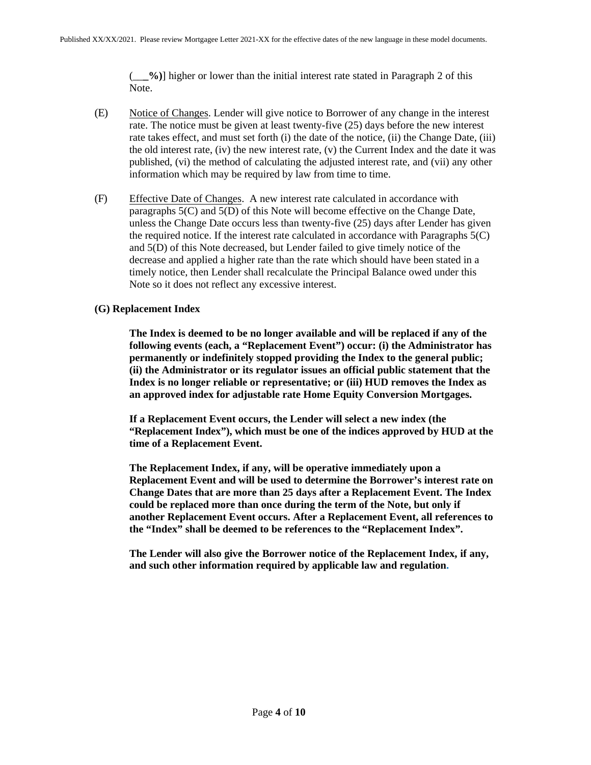(**___%)**] higher or lower than the initial interest rate stated in Paragraph 2 of this Note.

(E) Notice of Changes. Lender will give notice to Borrower of any change in the interest rate. The notice must be given at least twenty-five (25) days before the new interest rate takes effect, and must set forth (i) the date of the notice, (ii) the Change Date, (iii) the old interest rate, (iv) the new interest rate, (v) the Current Index and the date it was published, (vi) the method of calculating the adjusted interest rate, and (vii) any other information which may be required by law from time to time.

(F) Effective Date of Changes. A new interest rate calculated in accordance with paragraphs 5(C) and 5(D) of this Note will become effective on the Change Date, unless the Change Date occurs less than twenty-five (25) days after Lender has given the required notice. If the interest rate calculated in accordance with Paragraphs 5(C) and 5(D) of this Note decreased, but Lender failed to give timely notice of the decrease and applied a higher rate than the rate which should have been stated in a timely notice, then Lender shall recalculate the Principal Balance owed under this Note so it does not reflect any excessive interest.

**(G) Replacement Index**

**The Index is deemed to be no longer available and will be replaced if any of the following events (each, a "Replacement Event") occur: (i) the Administrator has permanently or indefinitely stopped providing the Index to the general public; (ii) the Administrator or its regulator issues an official public statement that the Index is no longer reliable or representative; or (iii) HUD removes the Index as an approved index for adjustable rate Home Equity Conversion Mortgages.**

**If a Replacement Event occurs, the Lender will select a new index (the "Replacement Index"), which must be one of the indices approved by HUD at the time of a Replacement Event.**

**The Replacement Index, if any, will be operative immediately upon a Replacement Event and will be used to determine the Borrower's interest rate on Change Dates that are more than 25 days after a Replacement Event. The Index could be replaced more than once during the term of the Note, but only if another Replacement Event occurs. After a Replacement Event, all references to the "Index" shall be deemed to be references to the "Replacement Index".**

**The Lender will also give the Borrower notice of the Replacement Index, if any, and such other information required by applicable law and regulation.**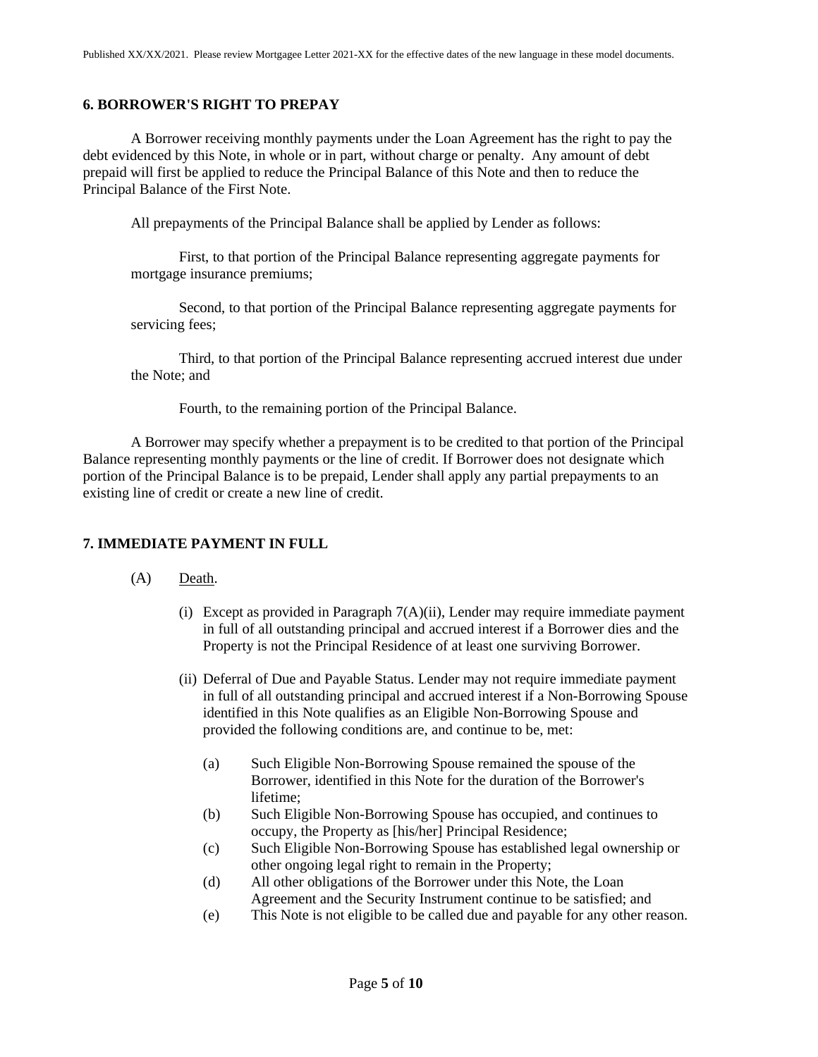## 6. BORROWER'S RIGHT TO PREPAY

A Borrower receiving monthly payments under the Loan Agreement has the right to pay the debt evidenced by this Note, in whole or in part, without charge or penalty. Any amount of debt prepaid will first be applied to reduce the Principal Balance of this Note and then to reduce the Principal Balance of the First Note.

All prepayments of the Principal Balance shall be applied by Lender as follows:

First, to that portion of the Principal Balance representing aggregate payments for mortgage insurance premiums;

Second, to that portion of the Principal Balance representing aggregate payments for servicing fees;

Third, to that portion of the Principal Balance representing accrued interest due under the Note; and

Fourth, to the remaining portion of the Principal Balance.

A Borrower may specify whether a prepayment is to be credited to that portion of the Principal Balance representing monthly payments or the line of credit. If Borrower does not designate which portion of the Principal Balance is to be prepaid, Lender shall apply any partial prepayments to an existing line of credit or create a new line of credit.

## 7. IMMEDIATE PAYMENT IN FULL

(A) Death.

(i) Except as provided in Paragraph 7(A)(ii), Lender may require immediate payment in full of all outstanding principal and accrued interest if a Borrower dies and the Property is not the Principal Residence of at least one surviving Borrower.

(ii) Deferral of Due and Payable Status. Lender may not require immediate payment in full of all outstanding principal and accrued interest if a Non-Borrowing Spouse identified in this Note qualifies as an Eligible Non-Borrowing Spouse and provided the following conditions are, and continue to be, met:

(a) Such Eligible Non-Borrowing Spouse remained the spouse of the Borrower, identified in this Note for the duration of the Borrower's lifetime;

(b) Such Eligible Non-Borrowing Spouse has occupied, and continues to occupy, the Property as [his/her] Principal Residence;

(c) Such Eligible Non-Borrowing Spouse has established legal ownership or other ongoing legal right to remain in the Property;

(d) All other obligations of the Borrower under this Note, the Loan Agreement and the Security Instrument continue to be satisfied; and

(e) This Note is not eligible to be called due and payable for any other reason.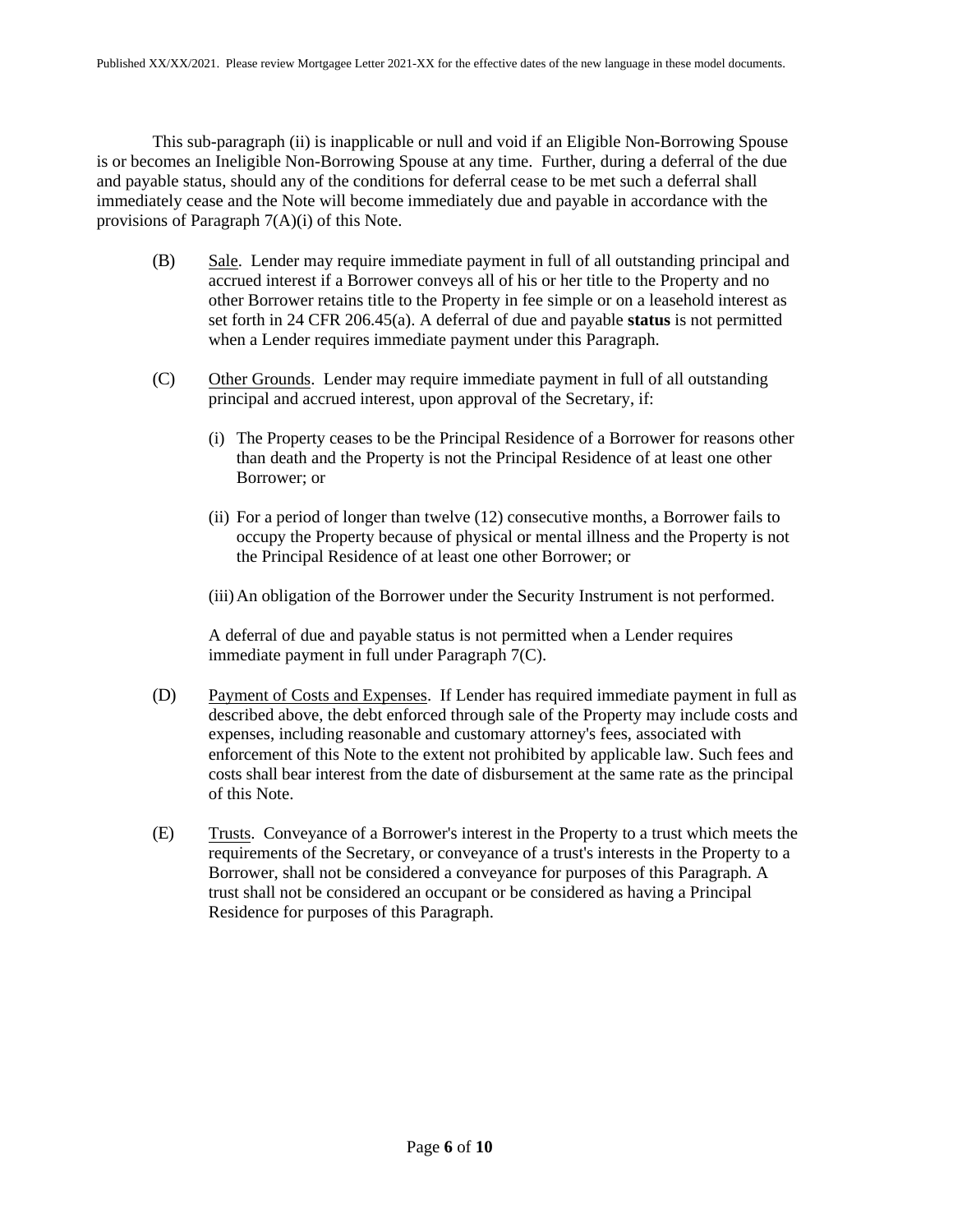This sub-paragraph (ii) is inapplicable or null and void if an Eligible Non-Borrowing Spouse is or becomes an Ineligible Non-Borrowing Spouse at any time. Further, during a deferral of the due and payable status, should any of the conditions for deferral cease to be met such a deferral shall immediately cease and the Note will become immediately due and payable in accordance with the provisions of Paragraph 7(A)(i) of this Note.

(B) Sale. Lender may require immediate payment in full of all outstanding principal and accrued interest if a Borrower conveys all of his or her title to the Property and no other Borrower retains title to the Property in fee simple or on a leasehold interest as set forth in 24 CFR 206.45(a). A deferral of due and payable **status** is not permitted when a Lender requires immediate payment under this Paragraph.

(C) Other Grounds. Lender may require immediate payment in full of all outstanding principal and accrued interest, upon approval of the Secretary, if:

(i) The Property ceases to be the Principal Residence of a Borrower for reasons other than death and the Property is not the Principal Residence of at least one other Borrower; or

(ii) For a period of longer than twelve (12) consecutive months, a Borrower fails to occupy the Property because of physical or mental illness and the Property is not the Principal Residence of at least one other Borrower; or

(iii) An obligation of the Borrower under the Security Instrument is not performed.

A deferral of due and payable status is not permitted when a Lender requires immediate payment in full under Paragraph 7(C).

(D) Payment of Costs and Expenses. If Lender has required immediate payment in full as described above, the debt enforced through sale of the Property may include costs and expenses, including reasonable and customary attorney's fees, associated with enforcement of this Note to the extent not prohibited by applicable law. Such fees and costs shall bear interest from the date of disbursement at the same rate as the principal of this Note.

(E) Trusts. Conveyance of a Borrower's interest in the Property to a trust which meets the requirements of the Secretary, or conveyance of a trust's interests in the Property to a Borrower, shall not be considered a conveyance for purposes of this Paragraph. A trust shall not be considered an occupant or be considered as having a Principal Residence for purposes of this Paragraph.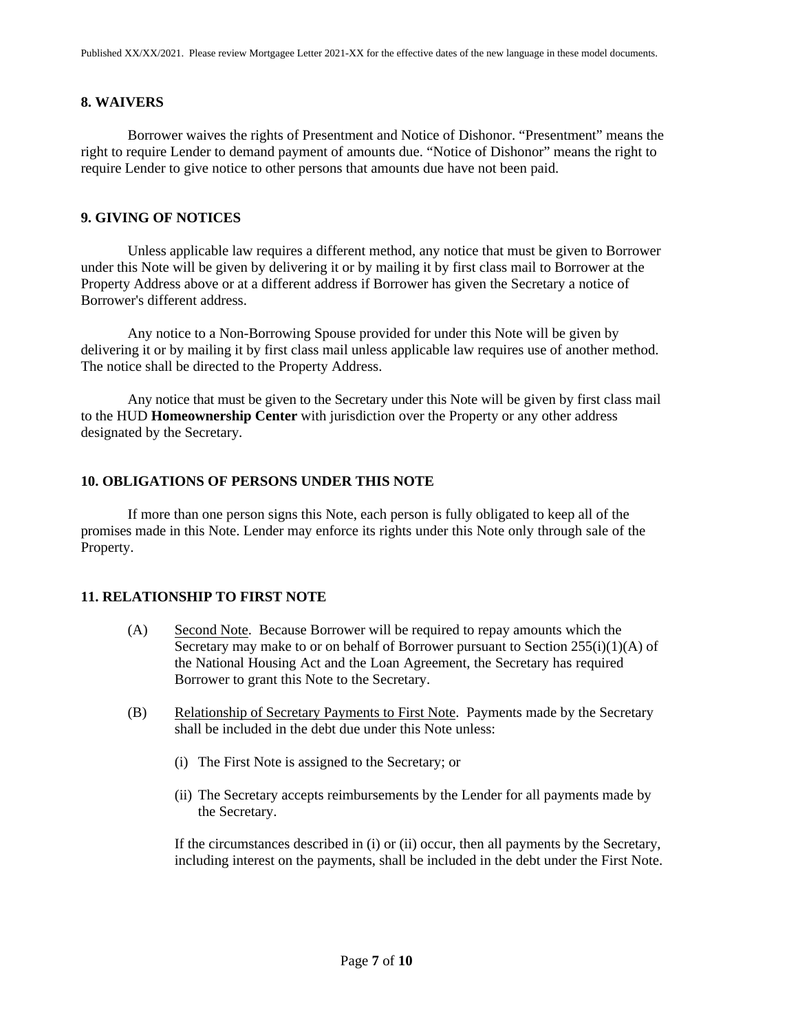## 8. WAIVERS

Borrower waives the rights of Presentment and Notice of Dishonor. "Presentment" means the right to require Lender to demand payment of amounts due. "Notice of Dishonor" means the right to require Lender to give notice to other persons that amounts due have not been paid.

## 9. GIVING OF NOTICES

Unless applicable law requires a different method, any notice that must be given to Borrower under this Note will be given by delivering it or by mailing it by first class mail to Borrower at the Property Address above or at a different address if Borrower has given the Secretary a notice of Borrower's different address.

Any notice to a Non-Borrowing Spouse provided for under this Note will be given by delivering it or by mailing it by first class mail unless applicable law requires use of another method. The notice shall be directed to the Property Address.

Any notice that must be given to the Secretary under this Note will be given by first class mail to the HUD **Homeownership Center** with jurisdiction over the Property or any other address designated by the Secretary.

## 10. OBLIGATIONS OF PERSONS UNDER THIS NOTE

If more than one person signs this Note, each person is fully obligated to keep all of the promises made in this Note. Lender may enforce its rights under this Note only through sale of the Property.

## 11. RELATIONSHIP TO FIRST NOTE

(A) Second Note. Because Borrower will be required to repay amounts which the Secretary may make to or on behalf of Borrower pursuant to Section 255(i)(1)(A) of the National Housing Act and the Loan Agreement, the Secretary has required Borrower to grant this Note to the Secretary.

(B) Relationship of Secretary Payments to First Note. Payments made by the Secretary shall be included in the debt due under this Note unless:

(i) The First Note is assigned to the Secretary; or

(ii) The Secretary accepts reimbursements by the Lender for all payments made by the Secretary.

If the circumstances described in (i) or (ii) occur, then all payments by the Secretary, including interest on the payments, shall be included in the debt under the First Note.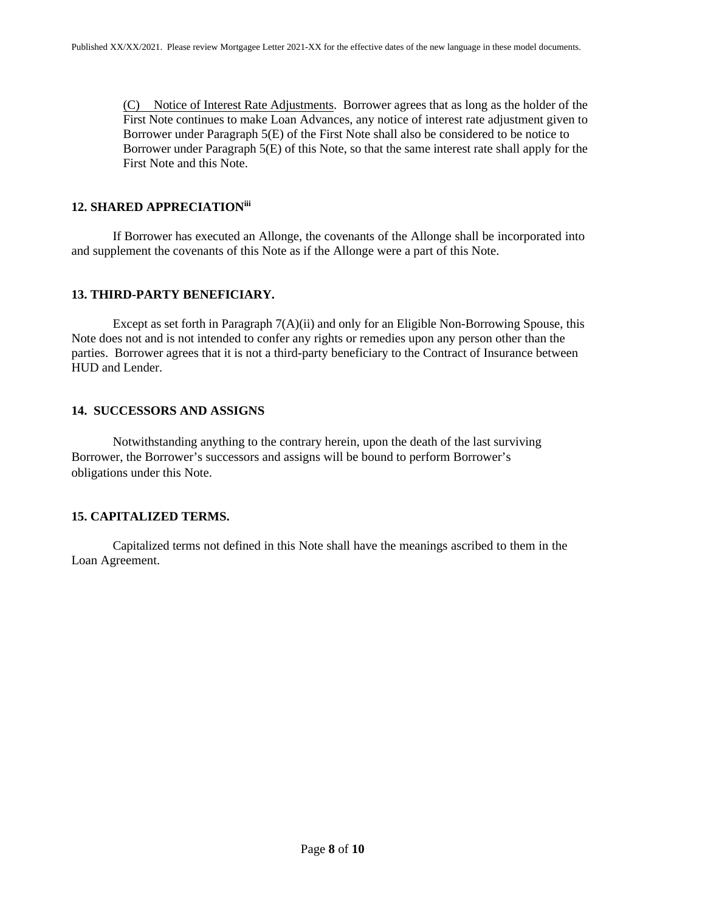(C) Notice of Interest Rate Adjustments. Borrower agrees that as long as the holder of the First Note continues to make Loan Advances, any notice of interest rate adjustment given to Borrower under Paragraph 5(E) of the First Note shall also be considered to be notice to Borrower under Paragraph 5(E) of this Note, so that the same interest rate shall apply for the First Note and this Note.

**12. SHARED APPRECIATION**[iii]

If Borrower has executed an Allonge, the covenants of the Allonge shall be incorporated into and supplement the covenants of this Note as if the Allonge were a part of this Note.

**13. THIRD-PARTY BENEFICIARY.**

Except as set forth in Paragraph 7(A)(ii) and only for an Eligible Non-Borrowing Spouse, this Note does not and is not intended to confer any rights or remedies upon any person other than the parties. Borrower agrees that it is not a third-party beneficiary to the Contract of Insurance between HUD and Lender.

**14. SUCCESSORS AND ASSIGNS**

Notwithstanding anything to the contrary herein, upon the death of the last surviving Borrower, the Borrower's successors and assigns will be bound to perform Borrower's obligations under this Note.

**15. CAPITALIZED TERMS.**

Capitalized terms not defined in this Note shall have the meanings ascribed to them in the Loan Agreement.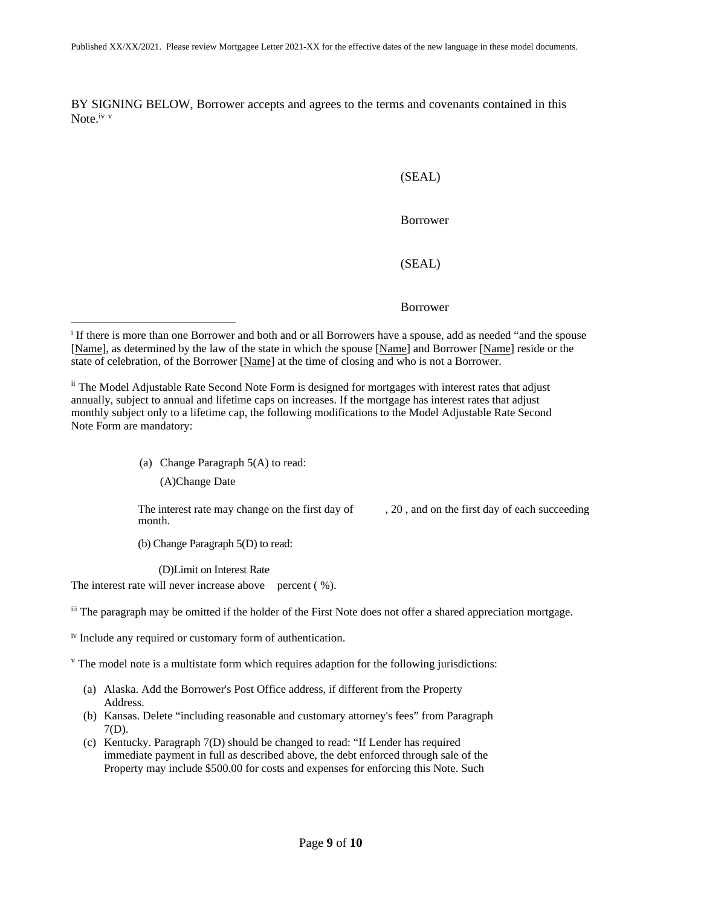BY SIGNING BELOW, Borrower accepts and agrees to the terms and covenants contained in this Note.[iv] [v]

(SEAL)

Borrower

(SEAL)

Borrower

---

[i] If there is more than one Borrower and both and or all Borrowers have a spouse, add as needed "and the spouse [Name], as determined by the law of the state in which the spouse [Name] and Borrower [Name] reside or the state of celebration, of the Borrower [Name] at the time of closing and who is not a Borrower.

[ii] The Model Adjustable Rate Second Note Form is designed for mortgages with interest rates that adjust annually, subject to annual and lifetime caps on increases. If the mortgage has interest rates that adjust monthly subject only to a lifetime cap, the following modifications to the Model Adjustable Rate Second Note Form are mandatory:

(a) Change Paragraph 5(A) to read:

(A)Change Date

The interest rate may change on the first day of , 20 , and on the first day of each succeeding month.

(b) Change Paragraph 5(D) to read:

(D)Limit on Interest Rate

The interest rate will never increase above percent ( %).

[iii] The paragraph may be omitted if the holder of the First Note does not offer a shared appreciation mortgage.

[iv] Include any required or customary form of authentication.

[v] The model note is a multistate form which requires adaption for the following jurisdictions:

(a) Alaska. Add the Borrower's Post Office address, if different from the Property Address.
(b) Kansas. Delete "including reasonable and customary attorney's fees" from Paragraph 7(D).
(c) Kentucky. Paragraph 7(D) should be changed to read: "If Lender has required immediate payment in full as described above, the debt enforced through sale of the Property may include $500.00 for costs and expenses for enforcing this Note. Such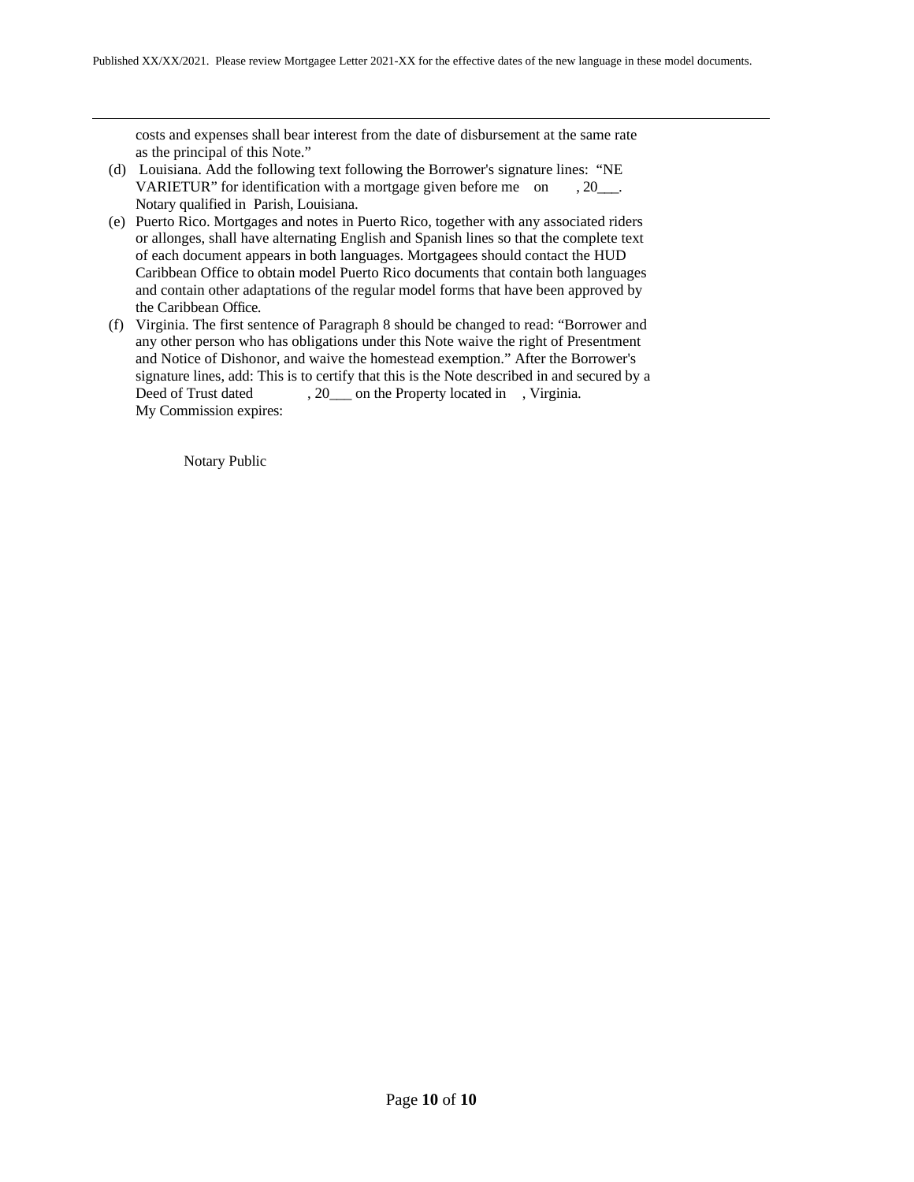costs and expenses shall bear interest from the date of disbursement at the same rate as the principal of this Note."

(d) Louisiana. Add the following text following the Borrower's signature lines: "NE VARIETUR" for identification with a mortgage given before me on , 20___. Notary qualified in Parish, Louisiana.

(e) Puerto Rico. Mortgages and notes in Puerto Rico, together with any associated riders or allonges, shall have alternating English and Spanish lines so that the complete text of each document appears in both languages. Mortgagees should contact the HUD Caribbean Office to obtain model Puerto Rico documents that contain both languages and contain other adaptations of the regular model forms that have been approved by the Caribbean Office.

(f) Virginia. The first sentence of Paragraph 8 should be changed to read: "Borrower and any other person who has obligations under this Note waive the right of Presentment and Notice of Dishonor, and waive the homestead exemption." After the Borrower's signature lines, add: This is to certify that this is the Note described in and secured by a Deed of Trust dated , 20___ on the Property located in , Virginia.
My Commission expires:

Notary Public